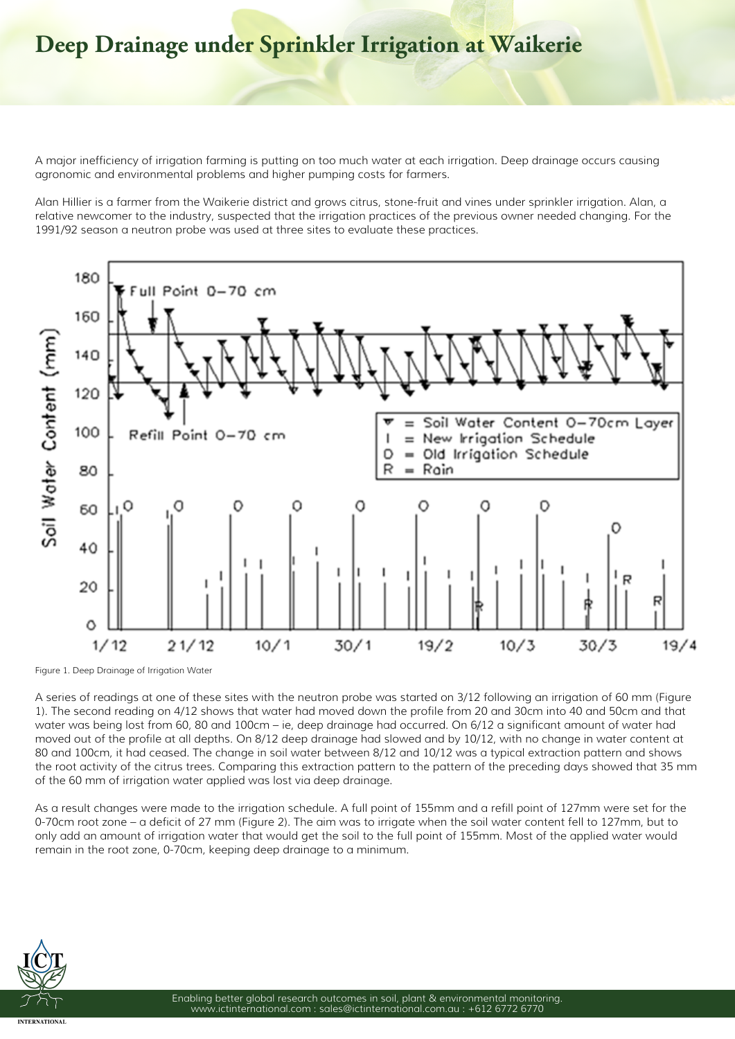# Deep Drainage under Sprinkler Irrigation at Waikerie

A major inefficiency of irrigation farming is putting on too much water at each irrigation. Deep drainage occurs causing agronomic and environmental problems and higher pumping costs for farmers.

Alan Hillier is a farmer from the Waikerie district and grows citrus, stone-fruit and vines under sprinkler irrigation. Alan, a relative newcomer to the industry, suspected that the irrigation practices of the previous owner needed changing. For the 1991/92 season a neutron probe was used at three sites to evaluate these practices.

Figure 1. Deep Drainage of Irrigation Water

A series of readings at one of these sites with the neutron probe was started on 3/12 following an irrigation of 60 mm (Figure 1). The second reading on 4/12 shows that water had moved down the profile from 20 and 30cm into 40 and 50cm and that water was being lost from 60, 80 and 100cm – ie, deep drainage had occurred. On 6/12 a significant amount of water had moved out of the profile at all depths. On 8/12 deep drainage had slowed and by 10/12, with no change in water content at 80 and 100cm, it had ceased. The change in soil water between 8/12 and 10/12 was a typical extraction pattern and shows the root activity of the citrus trees. Comparing this extraction pattern to the pattern of the preceding days showed that 35 mm of the 60 mm of irrigation water applied was lost via deep drainage.

As a result changes were made to the irrigation schedule. A full point of 155mm and a refill point of 127mm were set for the 0-70cm root zone – a deficit of 27 mm (Figure 2). The aim was to irrigate when the soil water content fell to 127mm, but to only add an amount of irrigation water that would get the soil to the full point of 155mm. Most of the applied water would remain in the root zone, 0-70cm, keeping deep drainage to a minimum.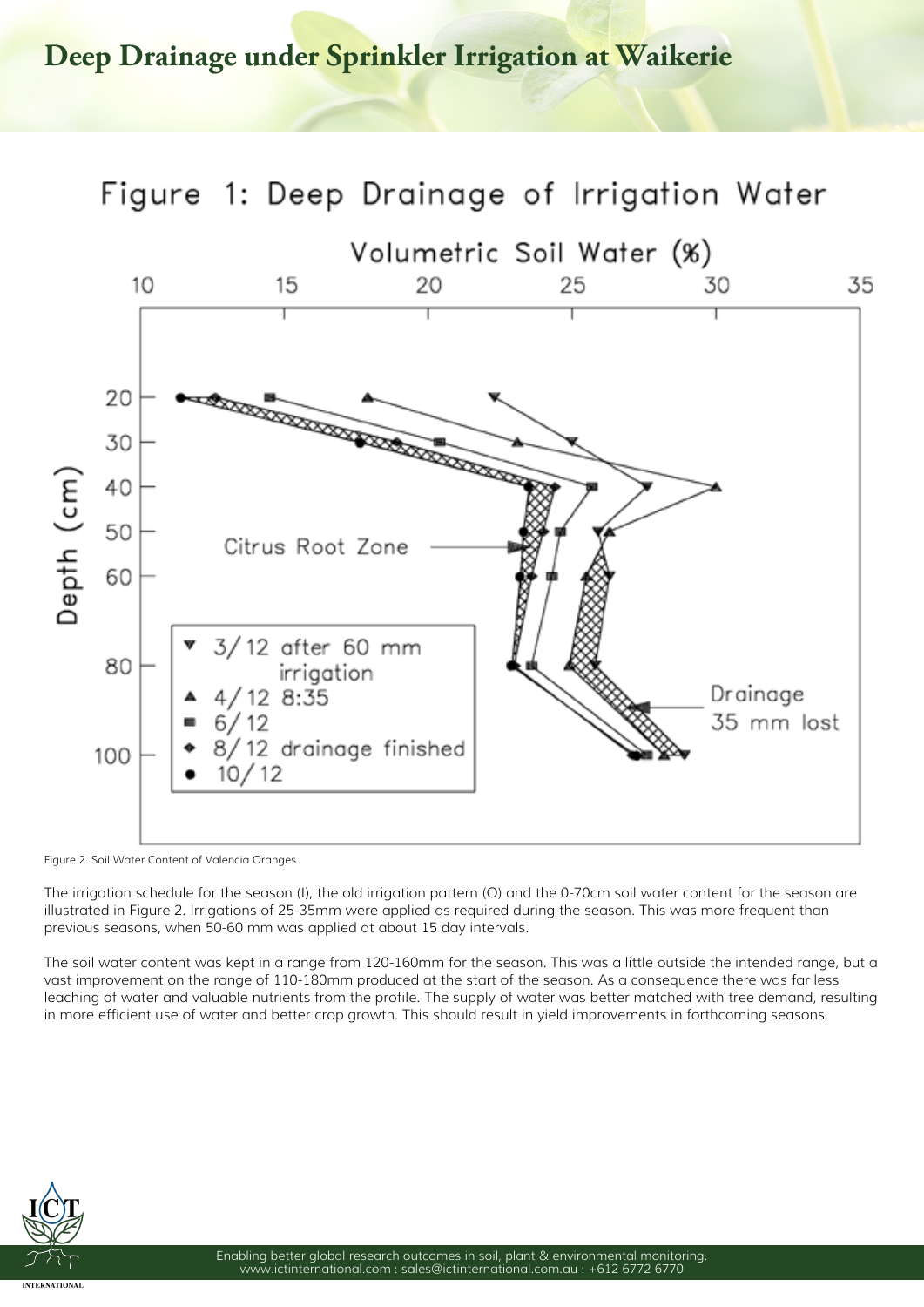# Deep Drainage under Sprinkler Irrigation at Waikerie

Figure 1: Deep Drainage of Irrigation Water

Volumetric Soil Water (%)

10 15 20 25 30 35

Depth (cm)

20 30 40 50 60 80 100

Citrus Root Zone

Drainage 35 mm lost

3/12 after 60 mm irrigation

4/12 8:35

6/12

8/12 drainage finished

10/12

Figure 2. Soil Water Content of Valencia Oranges

The irrigation schedule for the season (I), the old irrigation pattern (O) and the 0-70cm soil water content for the season are illustrated in Figure 2. Irrigations of 25-35mm were applied as required during the season. This was more frequent than previous seasons, when 50-60 mm was applied at about 15 day intervals.

The soil water content was kept in a range from 120-160mm for the season. This was a little outside the intended range, but a vast improvement on the range of 110-180mm produced at the start of the season. As a consequence there was far less leaching of water and valuable nutrients from the profile. The supply of water was better matched with tree demand, resulting in more efficient use of water and better crop growth. This should result in yield improvements in forthcoming seasons.